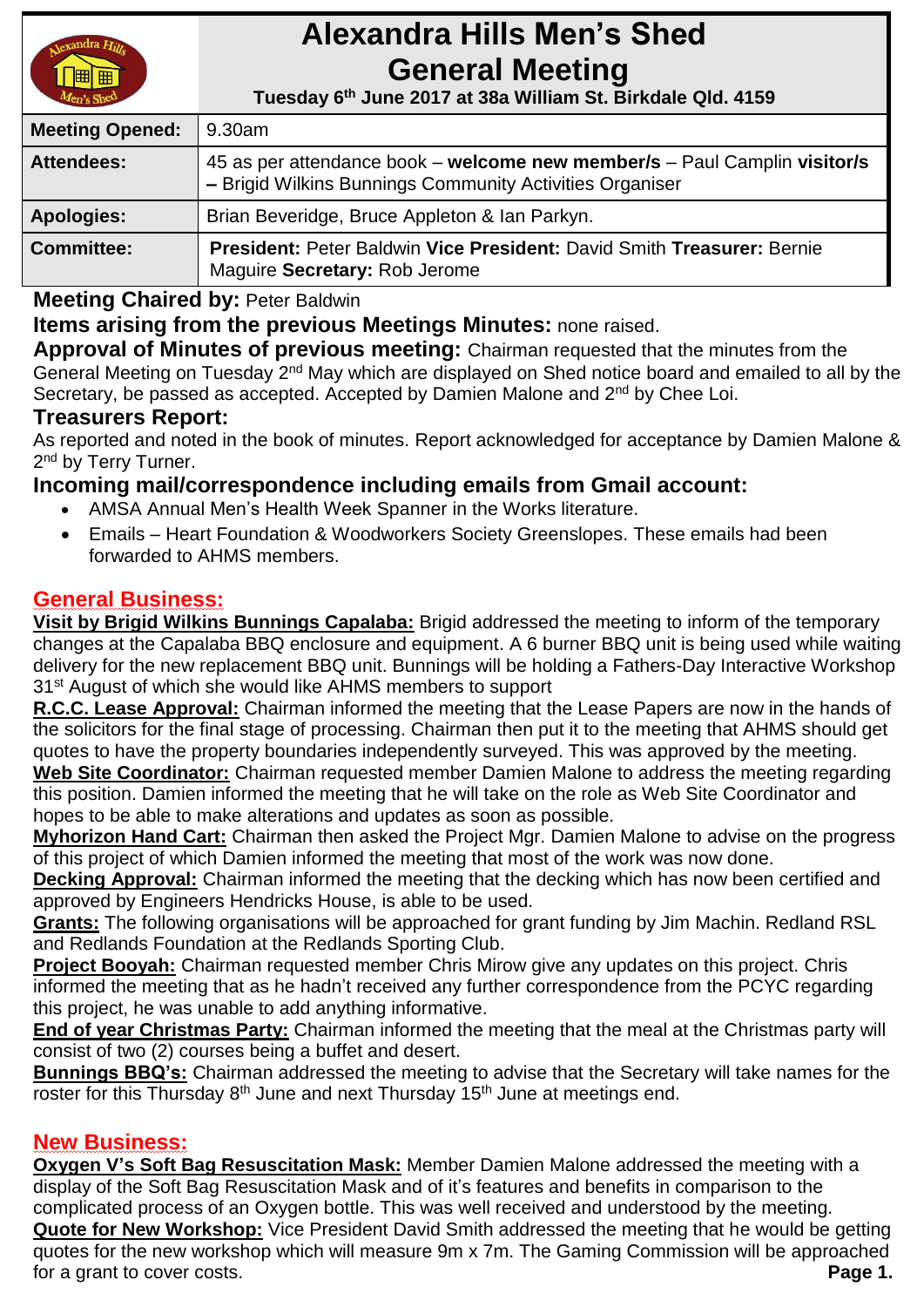# Alexandra Hills Men's Shed General Meeting

**Tuesday 6th June 2017 at 38a William St. Birkdale Qld. 4159**

| | |
|---|---|
| **Meeting Opened:** | 9.30am |
| **Attendees:** | 45 as per attendance book – **welcome new member/s** – Paul Camplin **visitor/s –** Brigid Wilkins Bunnings Community Activities Organiser |
| **Apologies:** | Brian Beveridge, Bruce Appleton & Ian Parkyn. |
| **Committee:** | **President:** Peter Baldwin **Vice President:** David Smith **Treasurer:** Bernie Maguire **Secretary:** Rob Jerome |

**Meeting Chaired by:** Peter Baldwin

**Items arising from the previous Meetings Minutes:** none raised.

**Approval of Minutes of previous meeting:** Chairman requested that the minutes from the General Meeting on Tuesday 2nd May which are displayed on Shed notice board and emailed to all by the Secretary, be passed as accepted. Accepted by Damien Malone and 2nd by Chee Loi.

## Treasurers Report:

As reported and noted in the book of minutes. Report acknowledged for acceptance by Damien Malone & 2nd by Terry Turner.

## Incoming mail/correspondence including emails from Gmail account:

- AMSA Annual Men's Health Week Spanner in the Works literature.
- Emails – Heart Foundation & Woodworkers Society Greenslopes. These emails had been forwarded to AHMS members.

## General Business:

**Visit by Brigid Wilkins Bunnings Capalaba:** Brigid addressed the meeting to inform of the temporary changes at the Capalaba BBQ enclosure and equipment. A 6 burner BBQ unit is being used while waiting delivery for the new replacement BBQ unit. Bunnings will be holding a Fathers-Day Interactive Workshop 31st August of which she would like AHMS members to support

**R.C.C. Lease Approval:** Chairman informed the meeting that the Lease Papers are now in the hands of the solicitors for the final stage of processing. Chairman then put it to the meeting that AHMS should get quotes to have the property boundaries independently surveyed. This was approved by the meeting.

**Web Site Coordinator:** Chairman requested member Damien Malone to address the meeting regarding this position. Damien informed the meeting that he will take on the role as Web Site Coordinator and hopes to be able to make alterations and updates as soon as possible.

**Myhorizon Hand Cart:** Chairman then asked the Project Mgr. Damien Malone to advise on the progress of this project of which Damien informed the meeting that most of the work was now done.

**Decking Approval:** Chairman informed the meeting that the decking which has now been certified and approved by Engineers Hendricks House, is able to be used.

**Grants:** The following organisations will be approached for grant funding by Jim Machin. Redland RSL and Redlands Foundation at the Redlands Sporting Club.

**Project Booyah:** Chairman requested member Chris Mirow give any updates on this project. Chris informed the meeting that as he hadn't received any further correspondence from the PCYC regarding this project, he was unable to add anything informative.

**End of year Christmas Party:** Chairman informed the meeting that the meal at the Christmas party will consist of two (2) courses being a buffet and desert.

**Bunnings BBQ's:** Chairman addressed the meeting to advise that the Secretary will take names for the roster for this Thursday 8th June and next Thursday 15th June at meetings end.

## New Business:

**Oxygen V's Soft Bag Resuscitation Mask:** Member Damien Malone addressed the meeting with a display of the Soft Bag Resuscitation Mask and of it's features and benefits in comparison to the complicated process of an Oxygen bottle. This was well received and understood by the meeting.

**Quote for New Workshop:** Vice President David Smith addressed the meeting that he would be getting quotes for the new workshop which will measure 9m x 7m. The Gaming Commission will be approached for a grant to cover costs.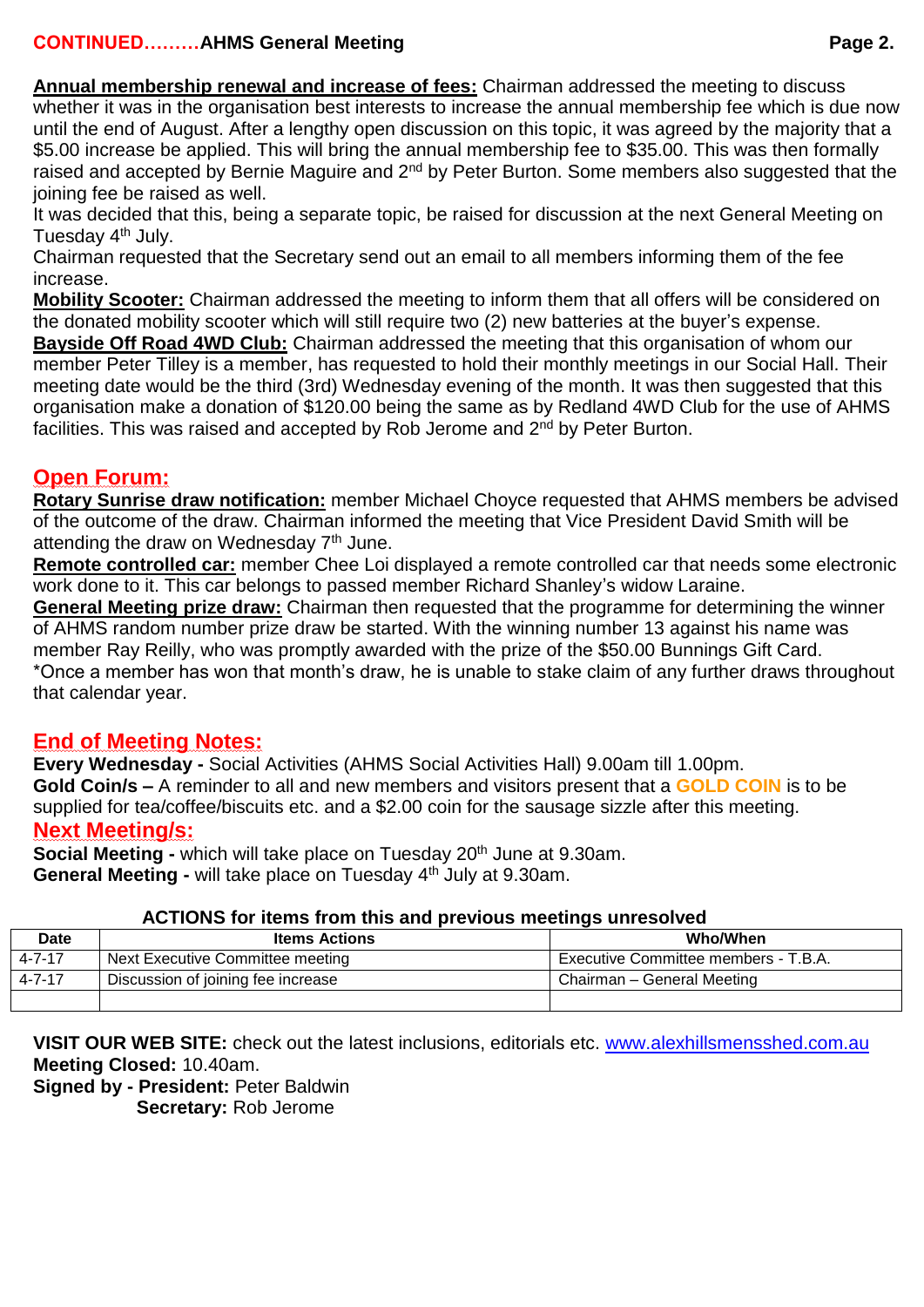**CONTINUED………AHMS General Meeting**

**Annual membership renewal and increase of fees:** Chairman addressed the meeting to discuss whether it was in the organisation best interests to increase the annual membership fee which is due now until the end of August. After a lengthy open discussion on this topic, it was agreed by the majority that a $5.00 increase be applied. This will bring the annual membership fee to $35.00. This was then formally raised and accepted by Bernie Maguire and 2nd by Peter Burton. Some members also suggested that the joining fee be raised as well.

It was decided that this, being a separate topic, be raised for discussion at the next General Meeting on Tuesday 4th July.

Chairman requested that the Secretary send out an email to all members informing them of the fee increase.

**Mobility Scooter:** Chairman addressed the meeting to inform them that all offers will be considered on the donated mobility scooter which will still require two (2) new batteries at the buyer's expense.

**Bayside Off Road 4WD Club:** Chairman addressed the meeting that this organisation of whom our member Peter Tilley is a member, has requested to hold their monthly meetings in our Social Hall. Their meeting date would be the third (3rd) Wednesday evening of the month. It was then suggested that this organisation make a donation of $120.00 being the same as by Redland 4WD Club for the use of AHMS facilities. This was raised and accepted by Rob Jerome and 2nd by Peter Burton.

## Open Forum:

**Rotary Sunrise draw notification:** member Michael Choyce requested that AHMS members be advised of the outcome of the draw. Chairman informed the meeting that Vice President David Smith will be attending the draw on Wednesday 7th June.

**Remote controlled car:** member Chee Loi displayed a remote controlled car that needs some electronic work done to it. This car belongs to passed member Richard Shanley's widow Laraine.

**General Meeting prize draw:** Chairman then requested that the programme for determining the winner of AHMS random number prize draw be started. With the winning number 13 against his name was member Ray Reilly, who was promptly awarded with the prize of the $50.00 Bunnings Gift Card.

*Once a member has won that month's draw, he is unable to stake claim of any further draws throughout that calendar year.

## End of Meeting Notes:

**Every Wednesday -** Social Activities (AHMS Social Activities Hall) 9.00am till 1.00pm.

**Gold Coin/s –** A reminder to all and new members and visitors present that a **GOLD COIN** is to be supplied for tea/coffee/biscuits etc. and a $2.00 coin for the sausage sizzle after this meeting.

## Next Meeting/s:

**Social Meeting -** which will take place on Tuesday 20th June at 9.30am.

**General Meeting -** will take place on Tuesday 4th July at 9.30am.

**ACTIONS for items from this and previous meetings unresolved**

| Date | Items Actions | Who/When |
|---|---|---|
| 4-7-17 | Next Executive Committee meeting | Executive Committee members - T.B.A. |
| 4-7-17 | Discussion of joining fee increase | Chairman – General Meeting |
| | | |

**VISIT OUR WEB SITE:** check out the latest inclusions, editorials etc. www.alexhillsmensshed.com.au

**Meeting Closed:** 10.40am.

**Signed by - President:** Peter Baldwin

**Secretary:** Rob Jerome